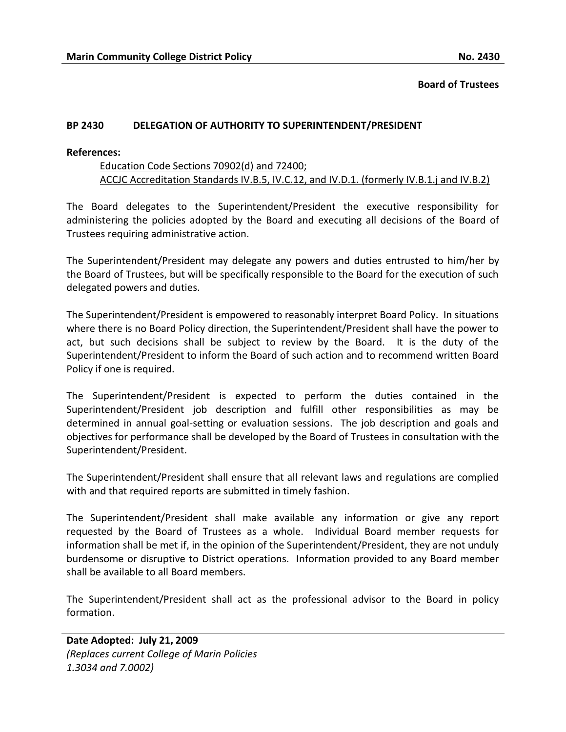**Marin Community College District Policy** **No. 2430**

**Board of Trustees**

## BP 2430 DELEGATION OF AUTHORITY TO SUPERINTENDENT/PRESIDENT

**References:**

Education Code Sections 70902(d) and 72400;
ACCJC Accreditation Standards IV.B.5, IV.C.12, and IV.D.1. (formerly IV.B.1.j and IV.B.2)

The Board delegates to the Superintendent/President the executive responsibility for administering the policies adopted by the Board and executing all decisions of the Board of Trustees requiring administrative action.

The Superintendent/President may delegate any powers and duties entrusted to him/her by the Board of Trustees, but will be specifically responsible to the Board for the execution of such delegated powers and duties.

The Superintendent/President is empowered to reasonably interpret Board Policy. In situations where there is no Board Policy direction, the Superintendent/President shall have the power to act, but such decisions shall be subject to review by the Board. It is the duty of the Superintendent/President to inform the Board of such action and to recommend written Board Policy if one is required.

The Superintendent/President is expected to perform the duties contained in the Superintendent/President job description and fulfill other responsibilities as may be determined in annual goal-setting or evaluation sessions. The job description and goals and objectives for performance shall be developed by the Board of Trustees in consultation with the Superintendent/President.

The Superintendent/President shall ensure that all relevant laws and regulations are complied with and that required reports are submitted in timely fashion.

The Superintendent/President shall make available any information or give any report requested by the Board of Trustees as a whole. Individual Board member requests for information shall be met if, in the opinion of the Superintendent/President, they are not unduly burdensome or disruptive to District operations. Information provided to any Board member shall be available to all Board members.

The Superintendent/President shall act as the professional advisor to the Board in policy formation.

**Date Adopted: July 21, 2009**
*(Replaces current College of Marin Policies 1.3034 and 7.0002)*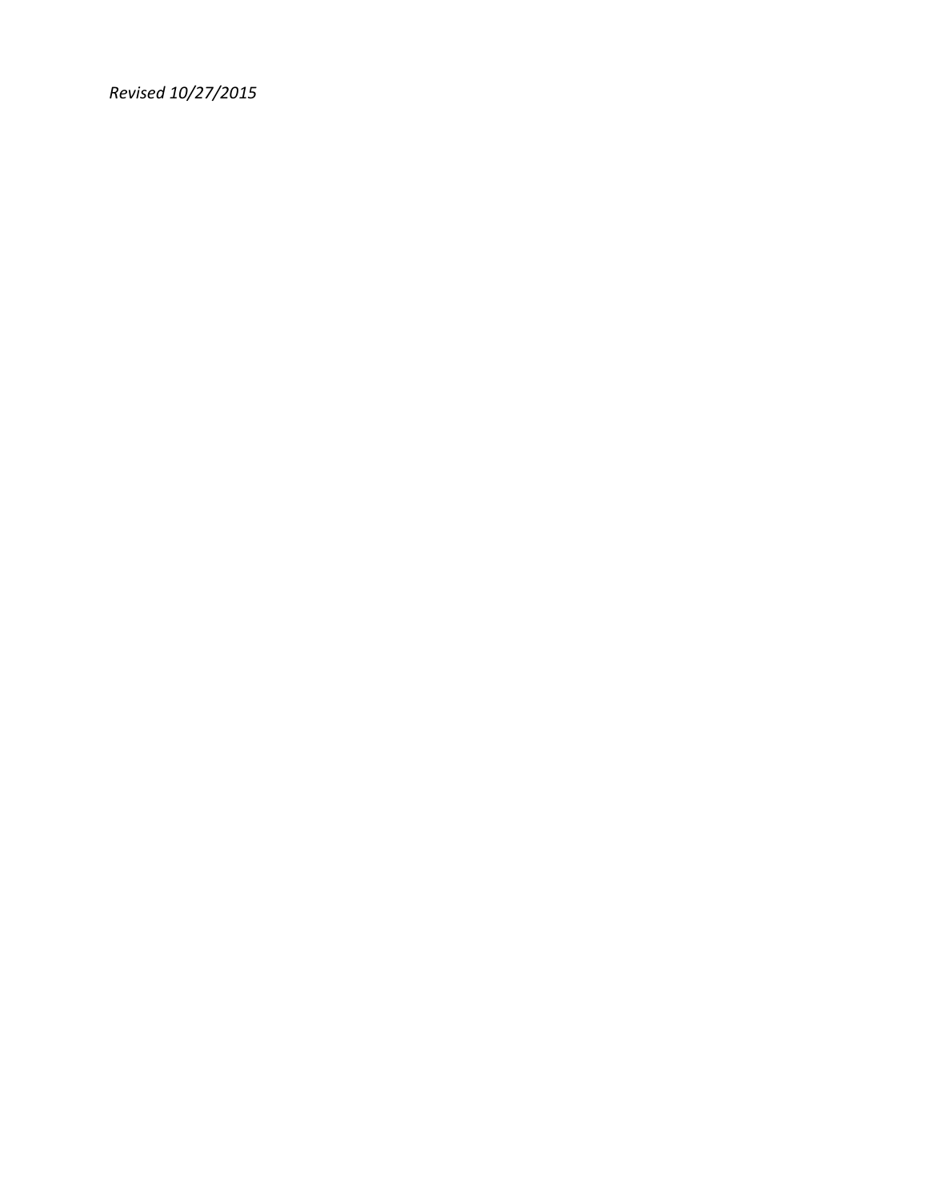*Revised 10/27/2015*